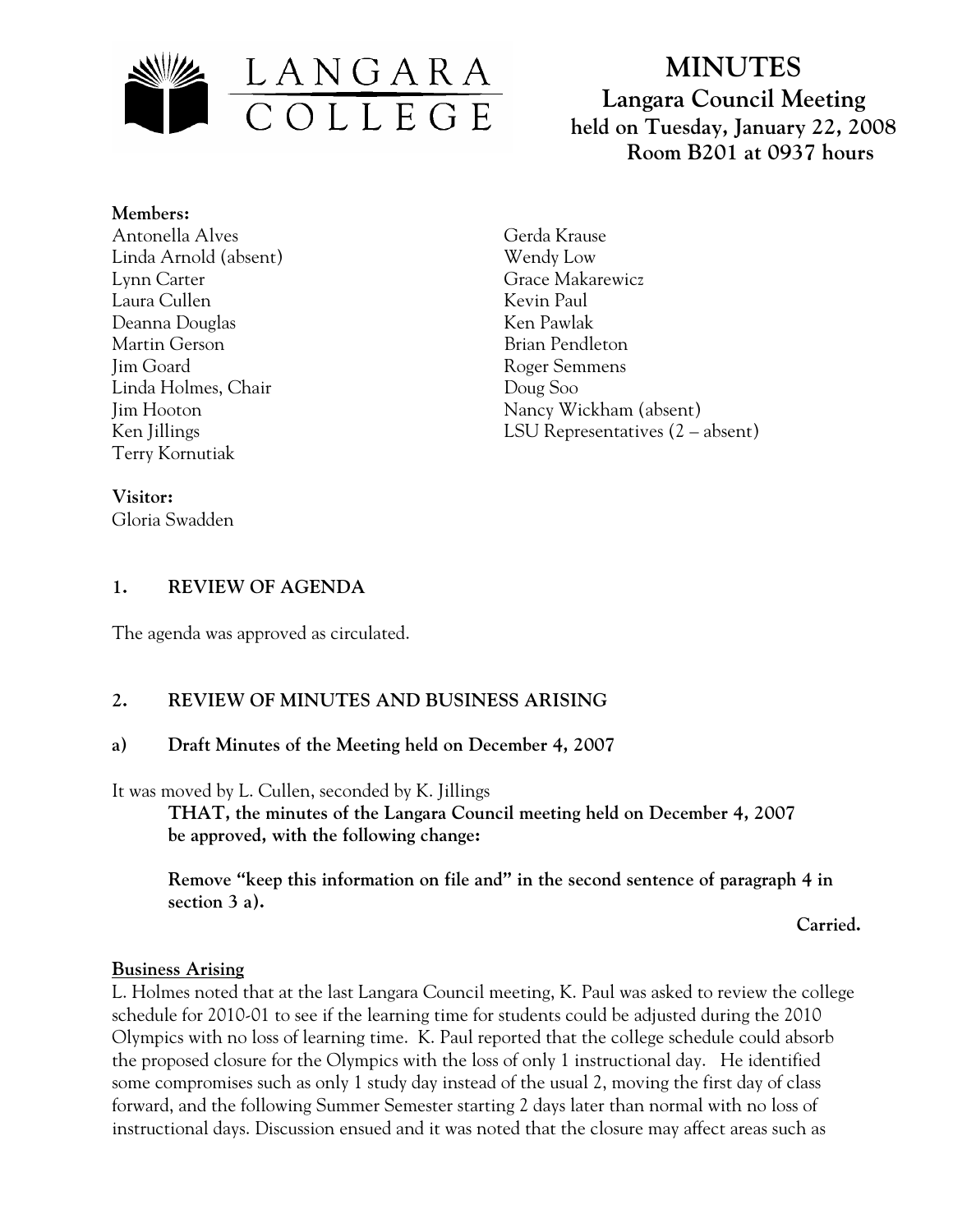# MINUTES

## Langara Council Meeting

**held on Tuesday, January 22, 2008**
**Room B201 at 0937 hours**

**Members:**

Antonella Alves
Linda Arnold (absent)
Lynn Carter
Laura Cullen
Deanna Douglas
Martin Gerson
Jim Goard
Linda Holmes, Chair
Jim Hooton
Ken Jillings
Terry Kornutiak
Gerda Krause
Wendy Low
Grace Makarewicz
Kevin Paul
Ken Pawlak
Brian Pendleton
Roger Semmens
Doug Soo
Nancy Wickham (absent)
LSU Representatives (2 – absent)

**Visitor:**
Gloria Swadden

## 1. REVIEW OF AGENDA

The agenda was approved as circulated.

## 2. REVIEW OF MINUTES AND BUSINESS ARISING

### a) Draft Minutes of the Meeting held on December 4, 2007

It was moved by L. Cullen, seconded by K. Jillings

> **THAT, the minutes of the Langara Council meeting held on December 4, 2007 be approved, with the following change:**
>
> **Remove "keep this information on file and" in the second sentence of paragraph 4 in section 3 a).**

**Carried.**

**Business Arising**

L. Holmes noted that at the last Langara Council meeting, K. Paul was asked to review the college schedule for 2010-01 to see if the learning time for students could be adjusted during the 2010 Olympics with no loss of learning time. K. Paul reported that the college schedule could absorb the proposed closure for the Olympics with the loss of only 1 instructional day. He identified some compromises such as only 1 study day instead of the usual 2, moving the first day of class forward, and the following Summer Semester starting 2 days later than normal with no loss of instructional days. Discussion ensued and it was noted that the closure may affect areas such as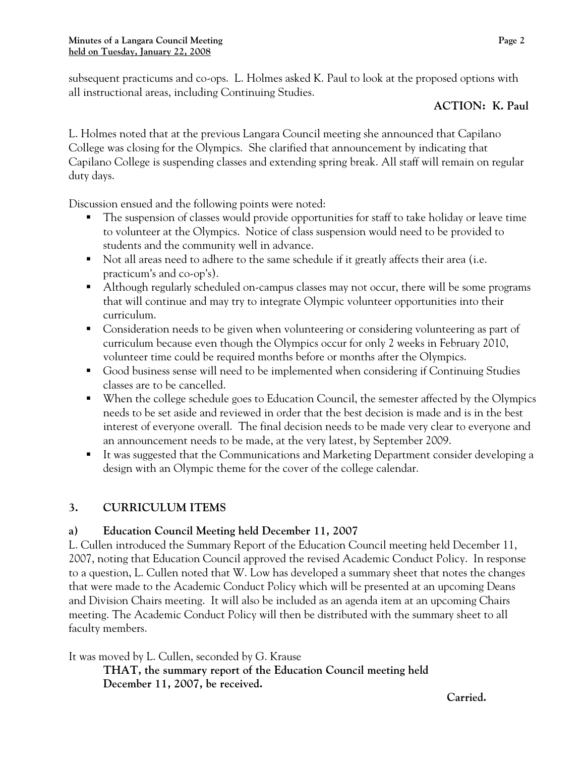subsequent practicums and co-ops. L. Holmes asked K. Paul to look at the proposed options with all instructional areas, including Continuing Studies.

**ACTION: K. Paul**

L. Holmes noted that at the previous Langara Council meeting she announced that Capilano College was closing for the Olympics. She clarified that announcement by indicating that Capilano College is suspending classes and extending spring break. All staff will remain on regular duty days.

Discussion ensued and the following points were noted:

- The suspension of classes would provide opportunities for staff to take holiday or leave time to volunteer at the Olympics. Notice of class suspension would need to be provided to students and the community well in advance.
- Not all areas need to adhere to the same schedule if it greatly affects their area (i.e. practicum's and co-op's).
- Although regularly scheduled on-campus classes may not occur, there will be some programs that will continue and may try to integrate Olympic volunteer opportunities into their curriculum.
- Consideration needs to be given when volunteering or considering volunteering as part of curriculum because even though the Olympics occur for only 2 weeks in February 2010, volunteer time could be required months before or months after the Olympics.
- Good business sense will need to be implemented when considering if Continuing Studies classes are to be cancelled.
- When the college schedule goes to Education Council, the semester affected by the Olympics needs to be set aside and reviewed in order that the best decision is made and is in the best interest of everyone overall. The final decision needs to be made very clear to everyone and an announcement needs to be made, at the very latest, by September 2009.
- It was suggested that the Communications and Marketing Department consider developing a design with an Olympic theme for the cover of the college calendar.

## 3. CURRICULUM ITEMS

### a) Education Council Meeting held December 11, 2007

L. Cullen introduced the Summary Report of the Education Council meeting held December 11, 2007, noting that Education Council approved the revised Academic Conduct Policy. In response to a question, L. Cullen noted that W. Low has developed a summary sheet that notes the changes that were made to the Academic Conduct Policy which will be presented at an upcoming Deans and Division Chairs meeting. It will also be included as an agenda item at an upcoming Chairs meeting. The Academic Conduct Policy will then be distributed with the summary sheet to all faculty members.

It was moved by L. Cullen, seconded by G. Krause

**THAT, the summary report of the Education Council meeting held December 11, 2007, be received.**

**Carried.**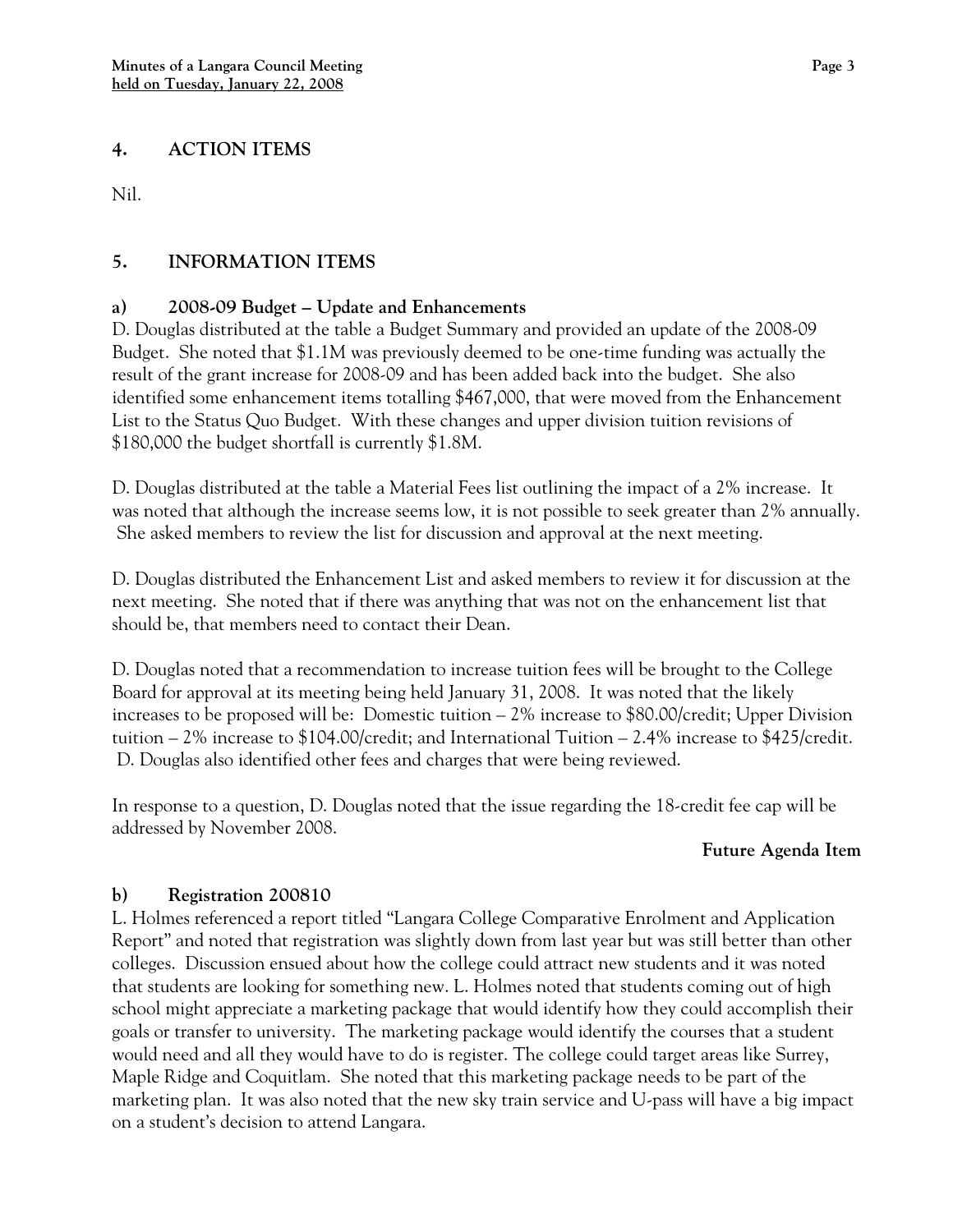## 4. ACTION ITEMS

Nil.

## 5. INFORMATION ITEMS

### a) 2008-09 Budget – Update and Enhancements

D. Douglas distributed at the table a Budget Summary and provided an update of the 2008-09 Budget. She noted that $1.1M was previously deemed to be one-time funding was actually the result of the grant increase for 2008-09 and has been added back into the budget. She also identified some enhancement items totalling $467,000, that were moved from the Enhancement List to the Status Quo Budget. With these changes and upper division tuition revisions of $180,000 the budget shortfall is currently $1.8M.

D. Douglas distributed at the table a Material Fees list outlining the impact of a 2% increase. It was noted that although the increase seems low, it is not possible to seek greater than 2% annually. She asked members to review the list for discussion and approval at the next meeting.

D. Douglas distributed the Enhancement List and asked members to review it for discussion at the next meeting. She noted that if there was anything that was not on the enhancement list that should be, that members need to contact their Dean.

D. Douglas noted that a recommendation to increase tuition fees will be brought to the College Board for approval at its meeting being held January 31, 2008. It was noted that the likely increases to be proposed will be: Domestic tuition – 2% increase to $80.00/credit; Upper Division tuition – 2% increase to $104.00/credit; and International Tuition – 2.4% increase to $425/credit. D. Douglas also identified other fees and charges that were being reviewed.

In response to a question, D. Douglas noted that the issue regarding the 18-credit fee cap will be addressed by November 2008.

**Future Agenda Item**

### b) Registration 200810

L. Holmes referenced a report titled "Langara College Comparative Enrolment and Application Report" and noted that registration was slightly down from last year but was still better than other colleges. Discussion ensued about how the college could attract new students and it was noted that students are looking for something new. L. Holmes noted that students coming out of high school might appreciate a marketing package that would identify how they could accomplish their goals or transfer to university. The marketing package would identify the courses that a student would need and all they would have to do is register. The college could target areas like Surrey, Maple Ridge and Coquitlam. She noted that this marketing package needs to be part of the marketing plan. It was also noted that the new sky train service and U-pass will have a big impact on a student's decision to attend Langara.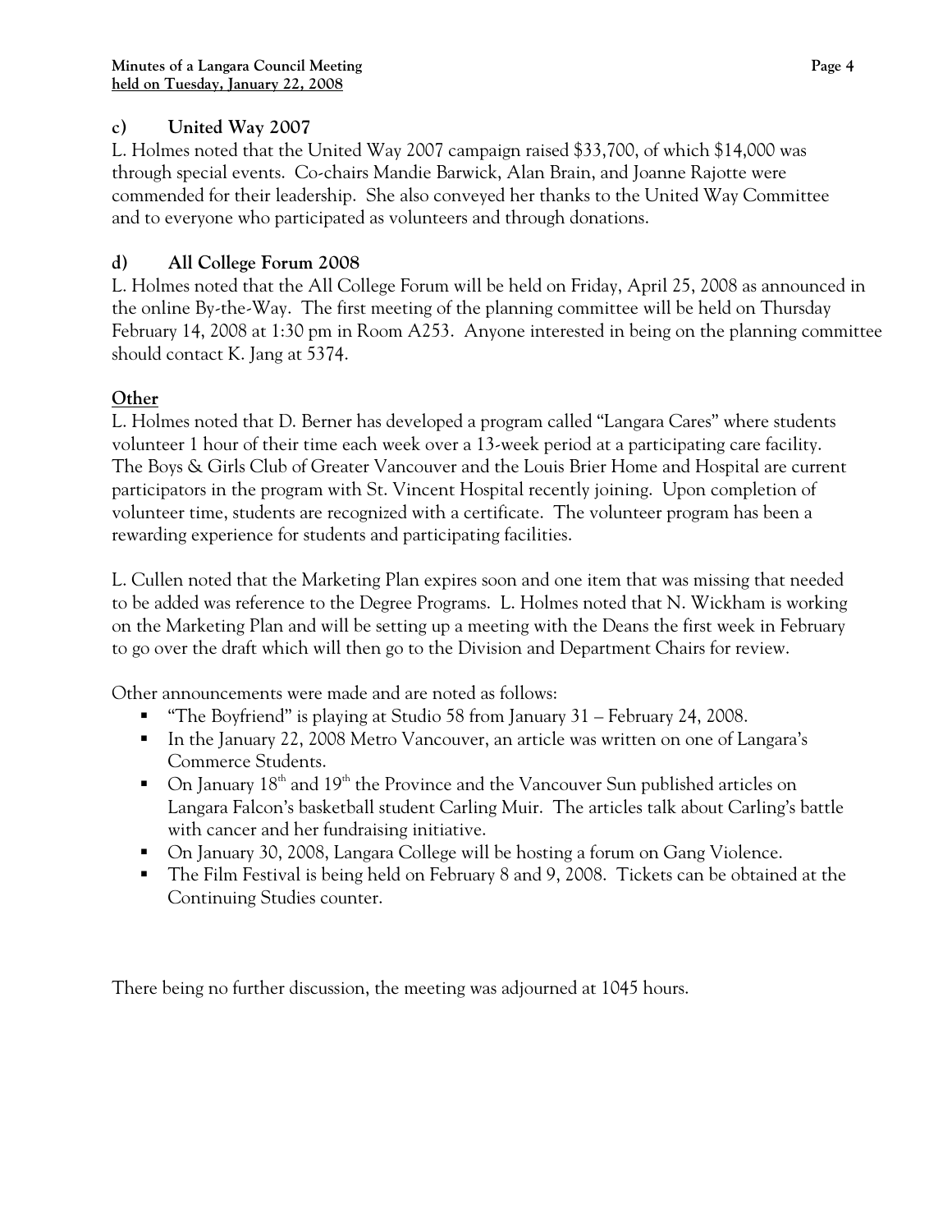### c) United Way 2007

L. Holmes noted that the United Way 2007 campaign raised $33,700, of which $14,000 was through special events. Co-chairs Mandie Barwick, Alan Brain, and Joanne Rajotte were commended for their leadership. She also conveyed her thanks to the United Way Committee and to everyone who participated as volunteers and through donations.

### d) All College Forum 2008

L. Holmes noted that the All College Forum will be held on Friday, April 25, 2008 as announced in the online By-the-Way. The first meeting of the planning committee will be held on Thursday February 14, 2008 at 1:30 pm in Room A253. Anyone interested in being on the planning committee should contact K. Jang at 5374.

### Other

L. Holmes noted that D. Berner has developed a program called "Langara Cares" where students volunteer 1 hour of their time each week over a 13-week period at a participating care facility. The Boys & Girls Club of Greater Vancouver and the Louis Brier Home and Hospital are current participators in the program with St. Vincent Hospital recently joining. Upon completion of volunteer time, students are recognized with a certificate. The volunteer program has been a rewarding experience for students and participating facilities.

L. Cullen noted that the Marketing Plan expires soon and one item that was missing that needed to be added was reference to the Degree Programs. L. Holmes noted that N. Wickham is working on the Marketing Plan and will be setting up a meeting with the Deans the first week in February to go over the draft which will then go to the Division and Department Chairs for review.

Other announcements were made and are noted as follows:

- "The Boyfriend" is playing at Studio 58 from January 31 – February 24, 2008.
- In the January 22, 2008 Metro Vancouver, an article was written on one of Langara's Commerce Students.
- On January 18th and 19th the Province and the Vancouver Sun published articles on Langara Falcon's basketball student Carling Muir. The articles talk about Carling's battle with cancer and her fundraising initiative.
- On January 30, 2008, Langara College will be hosting a forum on Gang Violence.
- The Film Festival is being held on February 8 and 9, 2008. Tickets can be obtained at the Continuing Studies counter.

There being no further discussion, the meeting was adjourned at 1045 hours.